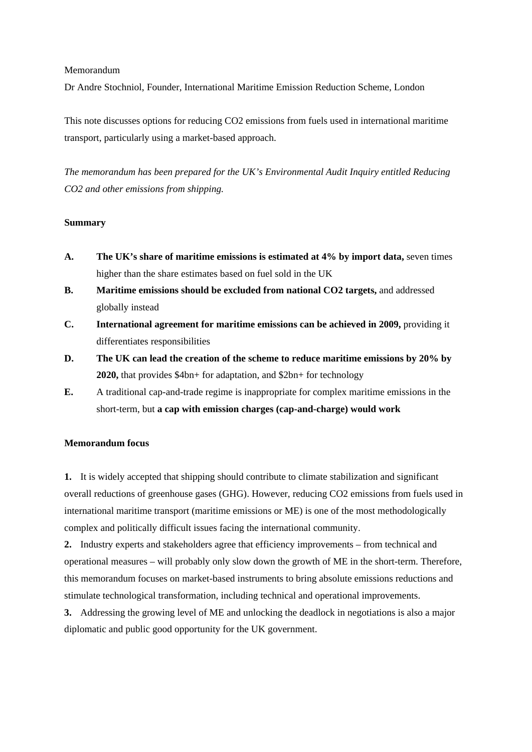Memorandum

Dr Andre Stochniol, Founder, International Maritime Emission Reduction Scheme, London

This note discusses options for reducing $CO_2$ emissions from fuels used in international maritime transport, particularly using a market-based approach.

*The memorandum has been prepared for the UK's Environmental Audit Inquiry entitled Reducing $CO_2$ and other emissions from shipping.*

**Summary**

- **A.** **The UK's share of maritime emissions is estimated at 4% by import data,** seven times higher than the share estimates based on fuel sold in the UK
- **B.** **Maritime emissions should be excluded from national $CO_2$ targets,** and addressed globally instead
- **C.** **International agreement for maritime emissions can be achieved in 2009,** providing it differentiates responsibilities
- **D.** **The UK can lead the creation of the scheme to reduce maritime emissions by 20% by 2020,** that provides \$4bn+ for adaptation, and \$2bn+ for technology
- **E.** A traditional cap-and-trade regime is inappropriate for complex maritime emissions in the short-term, but **a cap with emission charges (cap-and-charge) would work**

**Memorandum focus**

**1.** It is widely accepted that shipping should contribute to climate stabilization and significant overall reductions of greenhouse gases (GHG). However, reducing $CO_2$ emissions from fuels used in international maritime transport (maritime emissions or ME) is one of the most methodologically complex and politically difficult issues facing the international community.

**2.** Industry experts and stakeholders agree that efficiency improvements – from technical and operational measures – will probably only slow down the growth of ME in the short-term. Therefore, this memorandum focuses on market-based instruments to bring absolute emissions reductions and stimulate technological transformation, including technical and operational improvements.

**3.** Addressing the growing level of ME and unlocking the deadlock in negotiations is also a major diplomatic and public good opportunity for the UK government.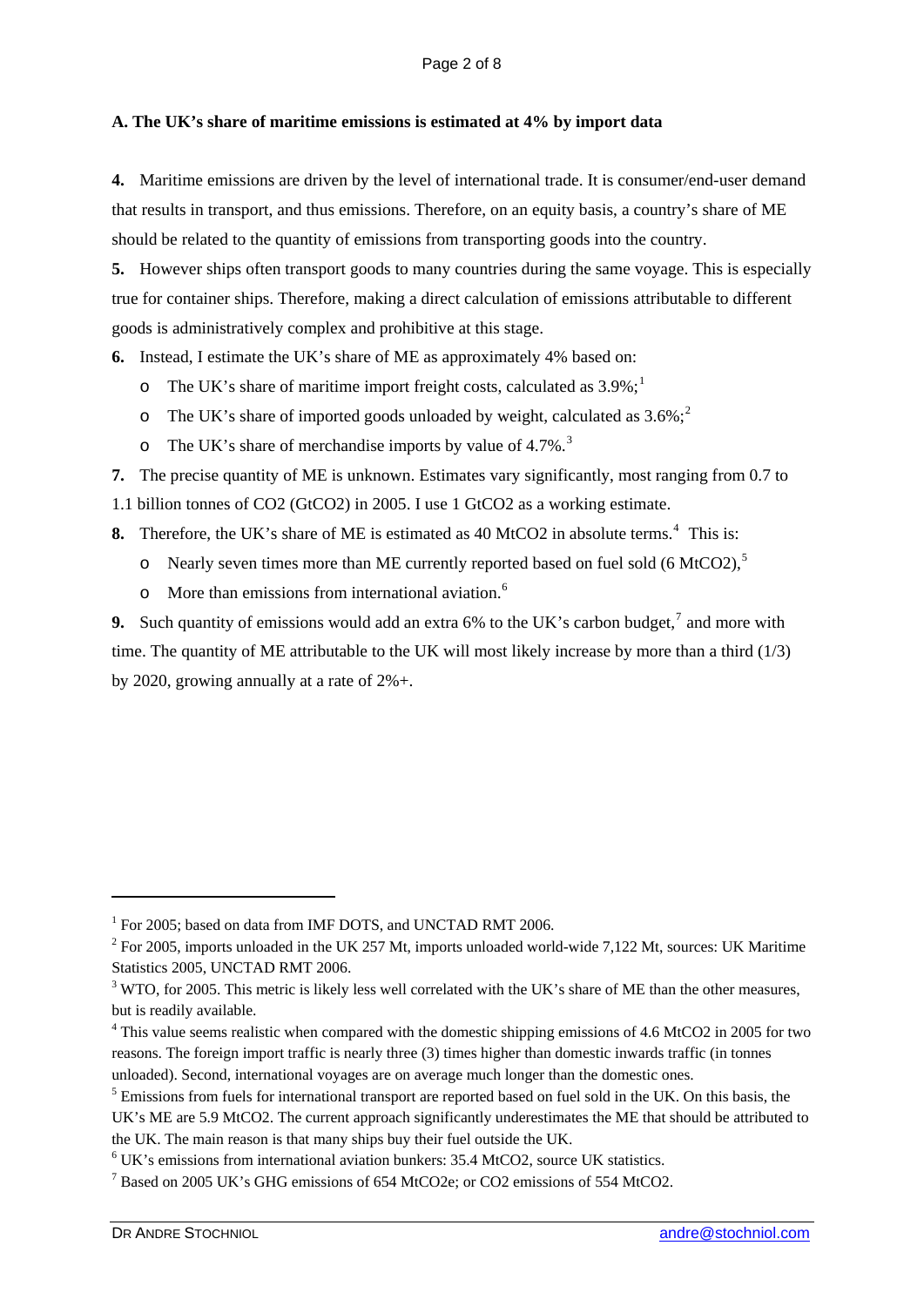**A. The UK's share of maritime emissions is estimated at 4% by import data**

**4.** Maritime emissions are driven by the level of international trade. It is consumer/end-user demand that results in transport, and thus emissions. Therefore, on an equity basis, a country's share of ME should be related to the quantity of emissions from transporting goods into the country.

**5.** However ships often transport goods to many countries during the same voyage. This is especially true for container ships. Therefore, making a direct calculation of emissions attributable to different goods is administratively complex and prohibitive at this stage.

**6.** Instead, I estimate the UK's share of ME as approximately 4% based on:

- The UK's share of maritime import freight costs, calculated as 3.9%;[1]
- The UK's share of imported goods unloaded by weight, calculated as 3.6%;[2]
- The UK's share of merchandise imports by value of 4.7%.[3]

**7.** The precise quantity of ME is unknown. Estimates vary significantly, most ranging from 0.7 to 1.1 billion tonnes of $CO_2$ ($GtCO_2$) in 2005. I use 1 $GtCO_2$ as a working estimate.

**8.** Therefore, the UK's share of ME is estimated as 40 $MtCO_2$ in absolute terms.[4] This is:

- Nearly seven times more than ME currently reported based on fuel sold (6 $MtCO_2$),[5]
- More than emissions from international aviation.[6]

**9.** Such quantity of emissions would add an extra 6% to the UK's carbon budget,[7] and more with time. The quantity of ME attributable to the UK will most likely increase by more than a third (1/3) by 2020, growing annually at a rate of 2%+.

---

[1] For 2005; based on data from IMF DOTS, and UNCTAD RMT 2006.

[2] For 2005, imports unloaded in the UK 257 Mt, imports unloaded world-wide 7,122 Mt, sources: UK Maritime Statistics 2005, UNCTAD RMT 2006.

[3] WTO, for 2005. This metric is likely less well correlated with the UK's share of ME than the other measures, but is readily available.

[4] This value seems realistic when compared with the domestic shipping emissions of 4.6 $MtCO_2$ in 2005 for two reasons. The foreign import traffic is nearly three (3) times higher than domestic inwards traffic (in tonnes unloaded). Second, international voyages are on average much longer than the domestic ones.

[5] Emissions from fuels for international transport are reported based on fuel sold in the UK. On this basis, the UK's ME are 5.9 $MtCO_2$. The current approach significantly underestimates the ME that should be attributed to the UK. The main reason is that many ships buy their fuel outside the UK.

[6] UK's emissions from international aviation bunkers: 35.4 $MtCO_2$, source UK statistics.

[7] Based on 2005 UK's GHG emissions of 654 $MtCO_2e$; or $CO_2$ emissions of 554 $MtCO_2$.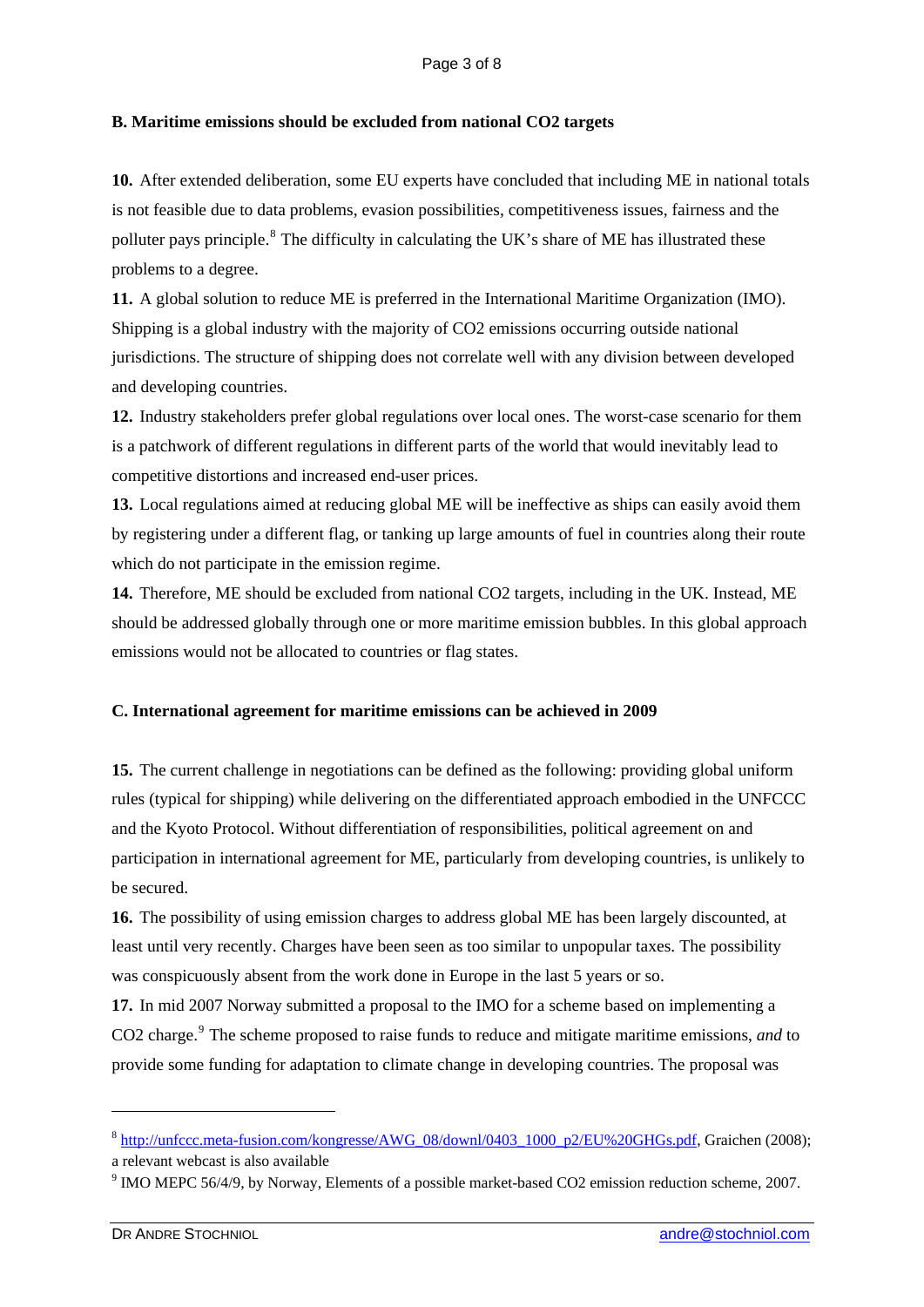**B. Maritime emissions should be excluded from national CO2 targets**

**10.** After extended deliberation, some EU experts have concluded that including ME in national totals is not feasible due to data problems, evasion possibilities, competitiveness issues, fairness and the polluter pays principle.[8] The difficulty in calculating the UK's share of ME has illustrated these problems to a degree.

**11.** A global solution to reduce ME is preferred in the International Maritime Organization (IMO). Shipping is a global industry with the majority of CO2 emissions occurring outside national jurisdictions. The structure of shipping does not correlate well with any division between developed and developing countries.

**12.** Industry stakeholders prefer global regulations over local ones. The worst-case scenario for them is a patchwork of different regulations in different parts of the world that would inevitably lead to competitive distortions and increased end-user prices.

**13.** Local regulations aimed at reducing global ME will be ineffective as ships can easily avoid them by registering under a different flag, or tanking up large amounts of fuel in countries along their route which do not participate in the emission regime.

**14.** Therefore, ME should be excluded from national CO2 targets, including in the UK. Instead, ME should be addressed globally through one or more maritime emission bubbles. In this global approach emissions would not be allocated to countries or flag states.

**C. International agreement for maritime emissions can be achieved in 2009**

**15.** The current challenge in negotiations can be defined as the following: providing global uniform rules (typical for shipping) while delivering on the differentiated approach embodied in the UNFCCC and the Kyoto Protocol. Without differentiation of responsibilities, political agreement on and participation in international agreement for ME, particularly from developing countries, is unlikely to be secured.

**16.** The possibility of using emission charges to address global ME has been largely discounted, at least until very recently. Charges have been seen as too similar to unpopular taxes. The possibility was conspicuously absent from the work done in Europe in the last 5 years or so.

**17.** In mid 2007 Norway submitted a proposal to the IMO for a scheme based on implementing a CO2 charge.[9] The scheme proposed to raise funds to reduce and mitigate maritime emissions, *and* to provide some funding for adaptation to climate change in developing countries. The proposal was

---

[8] http://unfccc.meta-fusion.com/kongresse/AWG_08/downl/0403_1000_p2/EU%20GHGs.pdf, Graichen (2008); a relevant webcast is also available

[9] IMO MEPC 56/4/9, by Norway, Elements of a possible market-based CO2 emission reduction scheme, 2007.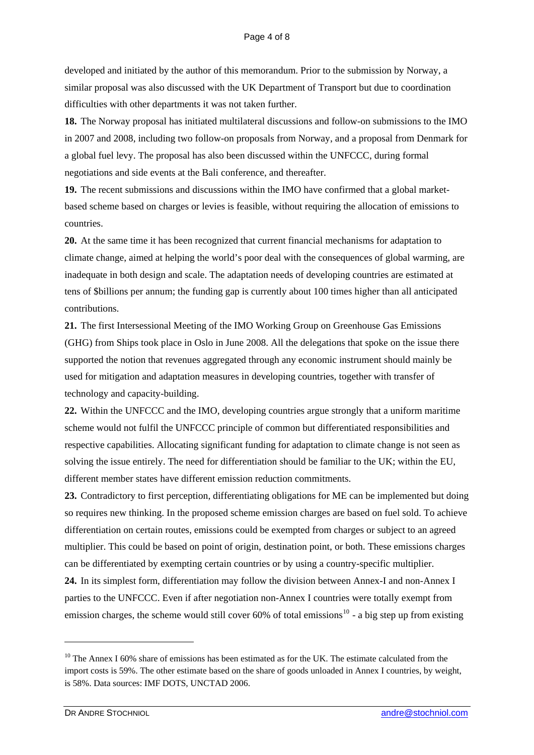developed and initiated by the author of this memorandum. Prior to the submission by Norway, a similar proposal was also discussed with the UK Department of Transport but due to coordination difficulties with other departments it was not taken further.

**18.** The Norway proposal has initiated multilateral discussions and follow-on submissions to the IMO in 2007 and 2008, including two follow-on proposals from Norway, and a proposal from Denmark for a global fuel levy. The proposal has also been discussed within the UNFCCC, during formal negotiations and side events at the Bali conference, and thereafter.

**19.** The recent submissions and discussions within the IMO have confirmed that a global market-based scheme based on charges or levies is feasible, without requiring the allocation of emissions to countries.

**20.** At the same time it has been recognized that current financial mechanisms for adaptation to climate change, aimed at helping the world's poor deal with the consequences of global warming, are inadequate in both design and scale. The adaptation needs of developing countries are estimated at tens of $billions per annum; the funding gap is currently about 100 times higher than all anticipated contributions.

**21.** The first Intersessional Meeting of the IMO Working Group on Greenhouse Gas Emissions (GHG) from Ships took place in Oslo in June 2008. All the delegations that spoke on the issue there supported the notion that revenues aggregated through any economic instrument should mainly be used for mitigation and adaptation measures in developing countries, together with transfer of technology and capacity-building.

**22.** Within the UNFCCC and the IMO, developing countries argue strongly that a uniform maritime scheme would not fulfil the UNFCCC principle of common but differentiated responsibilities and respective capabilities. Allocating significant funding for adaptation to climate change is not seen as solving the issue entirely. The need for differentiation should be familiar to the UK; within the EU, different member states have different emission reduction commitments.

**23.** Contradictory to first perception, differentiating obligations for ME can be implemented but doing so requires new thinking. In the proposed scheme emission charges are based on fuel sold. To achieve differentiation on certain routes, emissions could be exempted from charges or subject to an agreed multiplier. This could be based on point of origin, destination point, or both. These emissions charges can be differentiated by exempting certain countries or by using a country-specific multiplier.

**24.** In its simplest form, differentiation may follow the division between Annex-I and non-Annex I parties to the UNFCCC. Even if after negotiation non-Annex I countries were totally exempt from emission charges, the scheme would still cover 60% of total emissions[10] - a big step up from existing

---

[10] The Annex I 60% share of emissions has been estimated as for the UK. The estimate calculated from the import costs is 59%. The other estimate based on the share of goods unloaded in Annex I countries, by weight, is 58%. Data sources: IMF DOTS, UNCTAD 2006.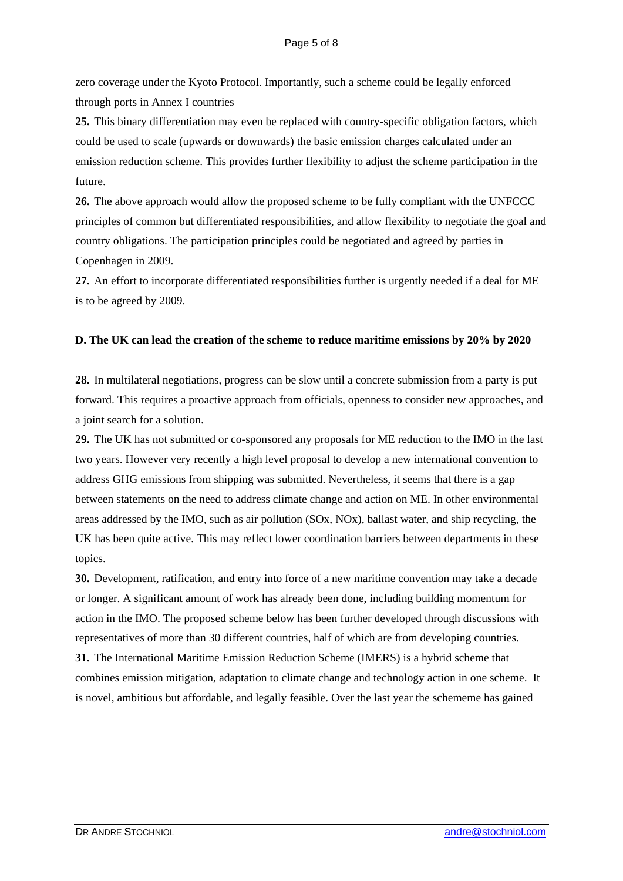zero coverage under the Kyoto Protocol. Importantly, such a scheme could be legally enforced through ports in Annex I countries

**25.** This binary differentiation may even be replaced with country-specific obligation factors, which could be used to scale (upwards or downwards) the basic emission charges calculated under an emission reduction scheme. This provides further flexibility to adjust the scheme participation in the future.

**26.** The above approach would allow the proposed scheme to be fully compliant with the UNFCCC principles of common but differentiated responsibilities, and allow flexibility to negotiate the goal and country obligations. The participation principles could be negotiated and agreed by parties in Copenhagen in 2009.

**27.** An effort to incorporate differentiated responsibilities further is urgently needed if a deal for ME is to be agreed by 2009.

## D. The UK can lead the creation of the scheme to reduce maritime emissions by 20% by 2020

**28.** In multilateral negotiations, progress can be slow until a concrete submission from a party is put forward. This requires a proactive approach from officials, openness to consider new approaches, and a joint search for a solution.

**29.** The UK has not submitted or co-sponsored any proposals for ME reduction to the IMO in the last two years. However very recently a high level proposal to develop a new international convention to address GHG emissions from shipping was submitted. Nevertheless, it seems that there is a gap between statements on the need to address climate change and action on ME. In other environmental areas addressed by the IMO, such as air pollution (SOx, NOx), ballast water, and ship recycling, the UK has been quite active. This may reflect lower coordination barriers between departments in these topics.

**30.** Development, ratification, and entry into force of a new maritime convention may take a decade or longer. A significant amount of work has already been done, including building momentum for action in the IMO. The proposed scheme below has been further developed through discussions with representatives of more than 30 different countries, half of which are from developing countries.

**31.** The International Maritime Emission Reduction Scheme (IMERS) is a hybrid scheme that combines emission mitigation, adaptation to climate change and technology action in one scheme. It is novel, ambitious but affordable, and legally feasible. Over the last year the schememe has gained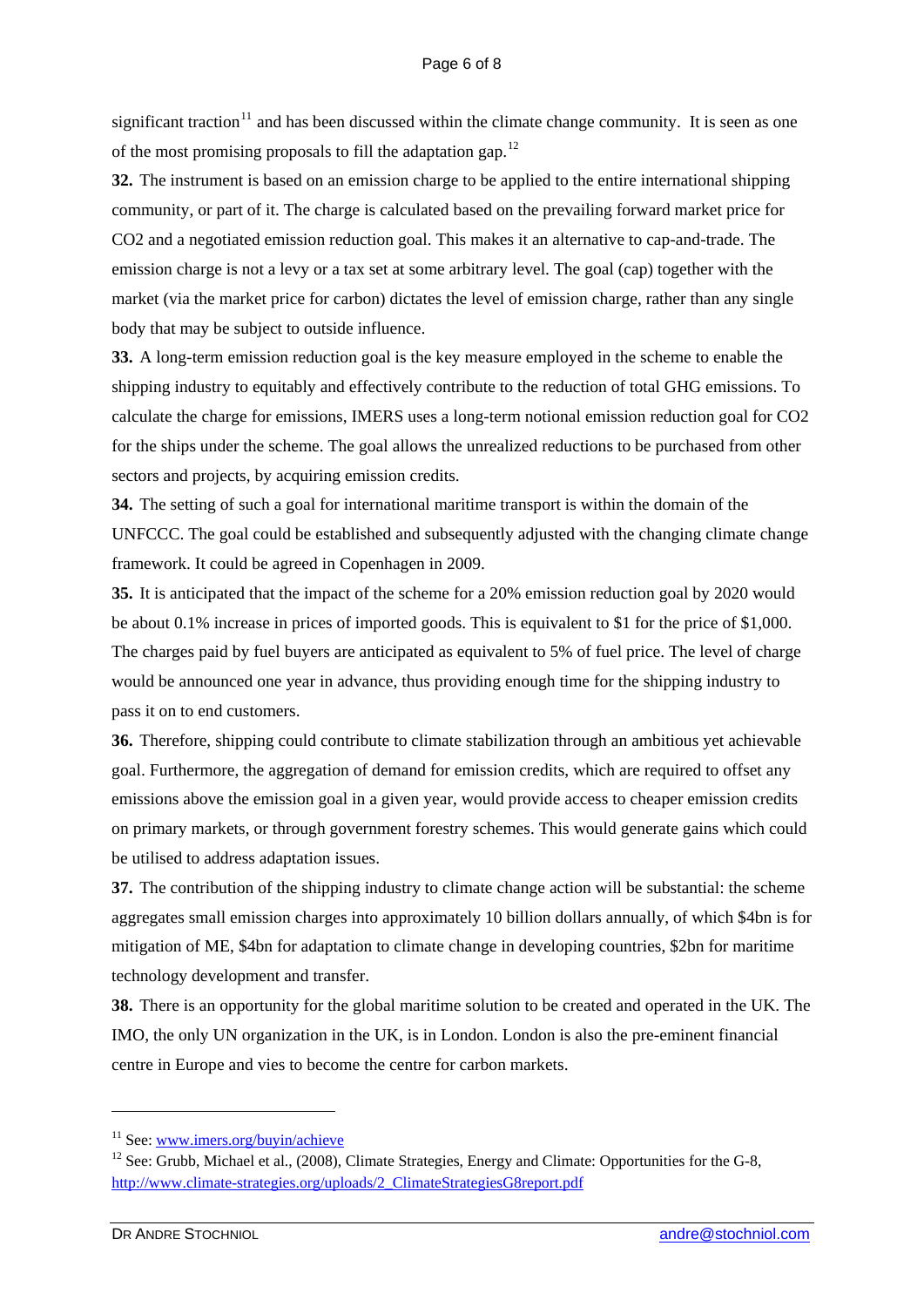significant traction[11] and has been discussed within the climate change community. It is seen as one of the most promising proposals to fill the adaptation gap.[12]

**32.** The instrument is based on an emission charge to be applied to the entire international shipping community, or part of it. The charge is calculated based on the prevailing forward market price for $CO_2$ and a negotiated emission reduction goal. This makes it an alternative to cap-and-trade. The emission charge is not a levy or a tax set at some arbitrary level. The goal (cap) together with the market (via the market price for carbon) dictates the level of emission charge, rather than any single body that may be subject to outside influence.

**33.** A long-term emission reduction goal is the key measure employed in the scheme to enable the shipping industry to equitably and effectively contribute to the reduction of total GHG emissions. To calculate the charge for emissions, IMERS uses a long-term notional emission reduction goal for $CO_2$ for the ships under the scheme. The goal allows the unrealized reductions to be purchased from other sectors and projects, by acquiring emission credits.

**34.** The setting of such a goal for international maritime transport is within the domain of the UNFCCC. The goal could be established and subsequently adjusted with the changing climate change framework. It could be agreed in Copenhagen in 2009.

**35.** It is anticipated that the impact of the scheme for a 20% emission reduction goal by 2020 would be about 0.1% increase in prices of imported goods. This is equivalent to $1 for the price of $1,000. The charges paid by fuel buyers are anticipated as equivalent to 5% of fuel price. The level of charge would be announced one year in advance, thus providing enough time for the shipping industry to pass it on to end customers.

**36.** Therefore, shipping could contribute to climate stabilization through an ambitious yet achievable goal. Furthermore, the aggregation of demand for emission credits, which are required to offset any emissions above the emission goal in a given year, would provide access to cheaper emission credits on primary markets, or through government forestry schemes. This would generate gains which could be utilised to address adaptation issues.

**37.** The contribution of the shipping industry to climate change action will be substantial: the scheme aggregates small emission charges into approximately 10 billion dollars annually, of which $4bn is for mitigation of ME, $4bn for adaptation to climate change in developing countries, $2bn for maritime technology development and transfer.

**38.** There is an opportunity for the global maritime solution to be created and operated in the UK. The IMO, the only UN organization in the UK, is in London. London is also the pre-eminent financial centre in Europe and vies to become the centre for carbon markets.

---

[11] See: www.imers.org/buyin/achieve

[12] See: Grubb, Michael et al., (2008), Climate Strategies, Energy and Climate: Opportunities for the G-8, http://www.climate-strategies.org/uploads/2_ClimateStrategiesG8report.pdf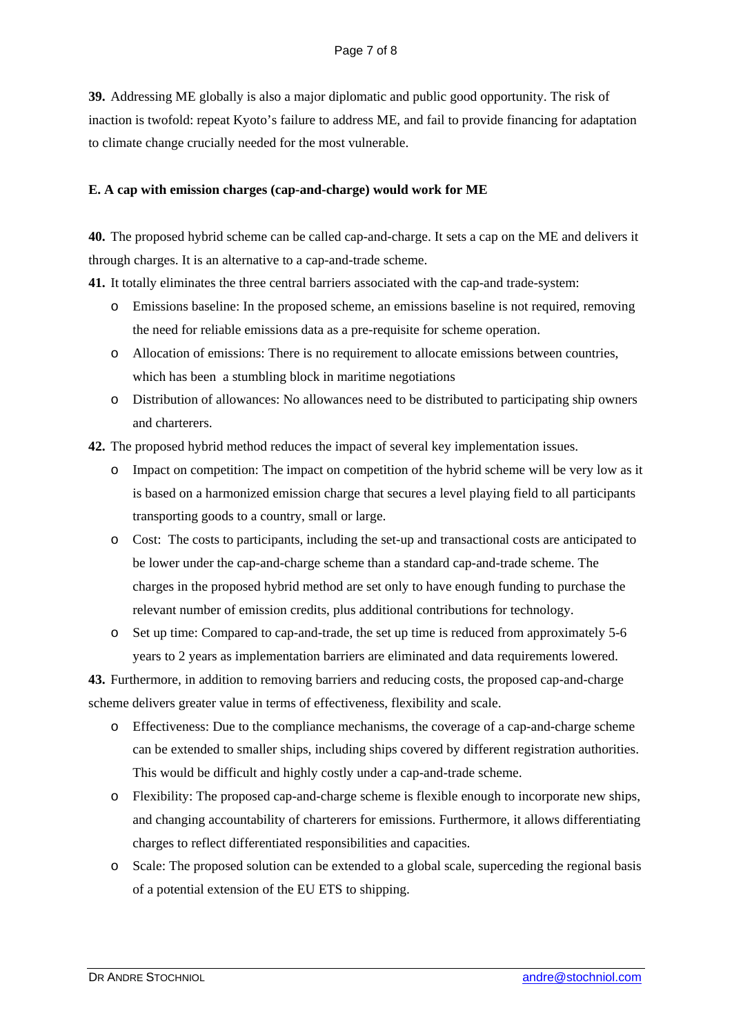**39.** Addressing ME globally is also a major diplomatic and public good opportunity. The risk of inaction is twofold: repeat Kyoto's failure to address ME, and fail to provide financing for adaptation to climate change crucially needed for the most vulnerable.

**E. A cap with emission charges (cap-and-charge) would work for ME**

**40.** The proposed hybrid scheme can be called cap-and-charge. It sets a cap on the ME and delivers it through charges. It is an alternative to a cap-and-trade scheme.

**41.** It totally eliminates the three central barriers associated with the cap and trade-system:

- Emissions baseline: In the proposed scheme, an emissions baseline is not required, removing the need for reliable emissions data as a pre-requisite for scheme operation.
- Allocation of emissions: There is no requirement to allocate emissions between countries, which has been a stumbling block in maritime negotiations
- Distribution of allowances: No allowances need to be distributed to participating ship owners and charterers.

**42.** The proposed hybrid method reduces the impact of several key implementation issues.

- Impact on competition: The impact on competition of the hybrid scheme will be very low as it is based on a harmonized emission charge that secures a level playing field to all participants transporting goods to a country, small or large.
- Cost: The costs to participants, including the set-up and transactional costs are anticipated to be lower under the cap-and-charge scheme than a standard cap-and-trade scheme. The charges in the proposed hybrid method are set only to have enough funding to purchase the relevant number of emission credits, plus additional contributions for technology.
- Set up time: Compared to cap-and-trade, the set up time is reduced from approximately 5-6 years to 2 years as implementation barriers are eliminated and data requirements lowered.

**43.** Furthermore, in addition to removing barriers and reducing costs, the proposed cap-and-charge scheme delivers greater value in terms of effectiveness, flexibility and scale.

- Effectiveness: Due to the compliance mechanisms, the coverage of a cap-and-charge scheme can be extended to smaller ships, including ships covered by different registration authorities. This would be difficult and highly costly under a cap-and-trade scheme.
- Flexibility: The proposed cap-and-charge scheme is flexible enough to incorporate new ships, and changing accountability of charterers for emissions. Furthermore, it allows differentiating charges to reflect differentiated responsibilities and capacities.
- Scale: The proposed solution can be extended to a global scale, superceding the regional basis of a potential extension of the EU ETS to shipping.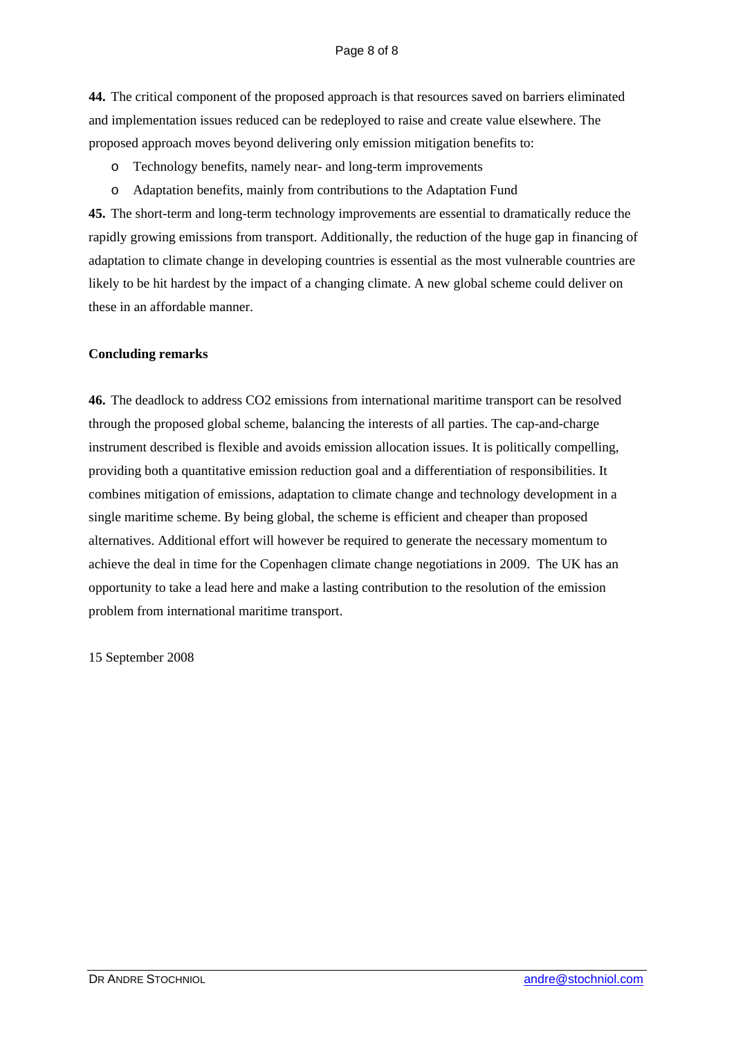**44.** The critical component of the proposed approach is that resources saved on barriers eliminated and implementation issues reduced can be redeployed to raise and create value elsewhere. The proposed approach moves beyond delivering only emission mitigation benefits to:

- Technology benefits, namely near- and long-term improvements
- Adaptation benefits, mainly from contributions to the Adaptation Fund

**45.** The short-term and long-term technology improvements are essential to dramatically reduce the rapidly growing emissions from transport. Additionally, the reduction of the huge gap in financing of adaptation to climate change in developing countries is essential as the most vulnerable countries are likely to be hit hardest by the impact of a changing climate. A new global scheme could deliver on these in an affordable manner.

**Concluding remarks**

**46.** The deadlock to address $CO_2$ emissions from international maritime transport can be resolved through the proposed global scheme, balancing the interests of all parties. The cap-and-charge instrument described is flexible and avoids emission allocation issues. It is politically compelling, providing both a quantitative emission reduction goal and a differentiation of responsibilities. It combines mitigation of emissions, adaptation to climate change and technology development in a single maritime scheme. By being global, the scheme is efficient and cheaper than proposed alternatives. Additional effort will however be required to generate the necessary momentum to achieve the deal in time for the Copenhagen climate change negotiations in 2009. The UK has an opportunity to take a lead here and make a lasting contribution to the resolution of the emission problem from international maritime transport.

15 September 2008